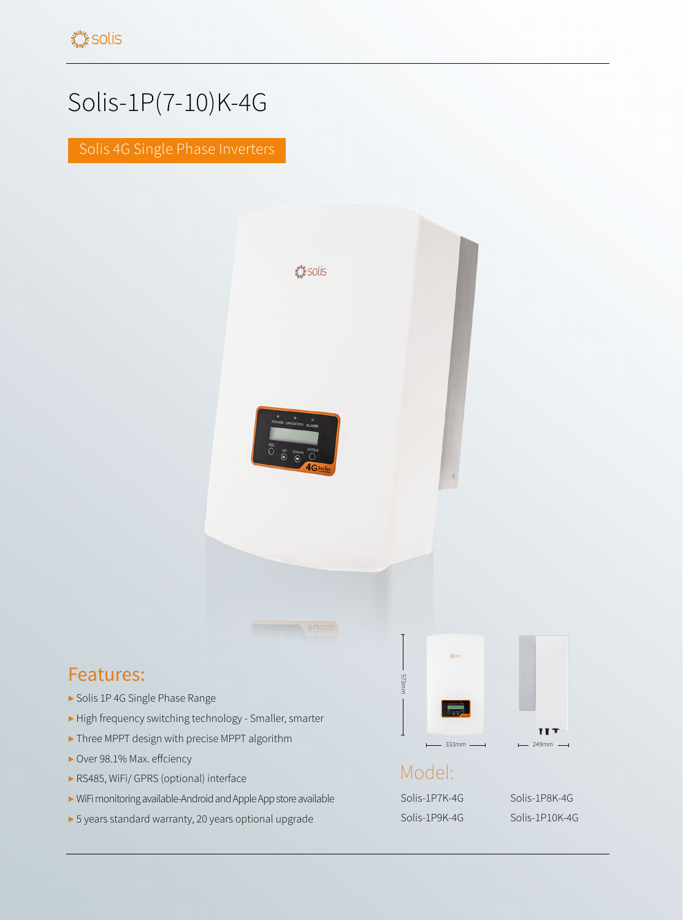# Solis-1P(7-10)K-4G

Solis 4G Single Phase Inverters

## Features:

- Solis 1P 4G Single Phase Range
- High frequency switching technology - Smaller, smarter
- Three MPPT design with precise MPPT algorithm
- Over 98.1% Max. effciency
- RS485, WiFi/ GPRS (optional) interface
- WiFi monitoring available-Android and Apple App store available
- 5 years standard warranty, 20 years optional upgrade

573mm

333mm

249mm

## Model:

Solis-1P7K-4G

Solis-1P8K-4G

Solis-1P9K-4G

Solis-1P10K-4G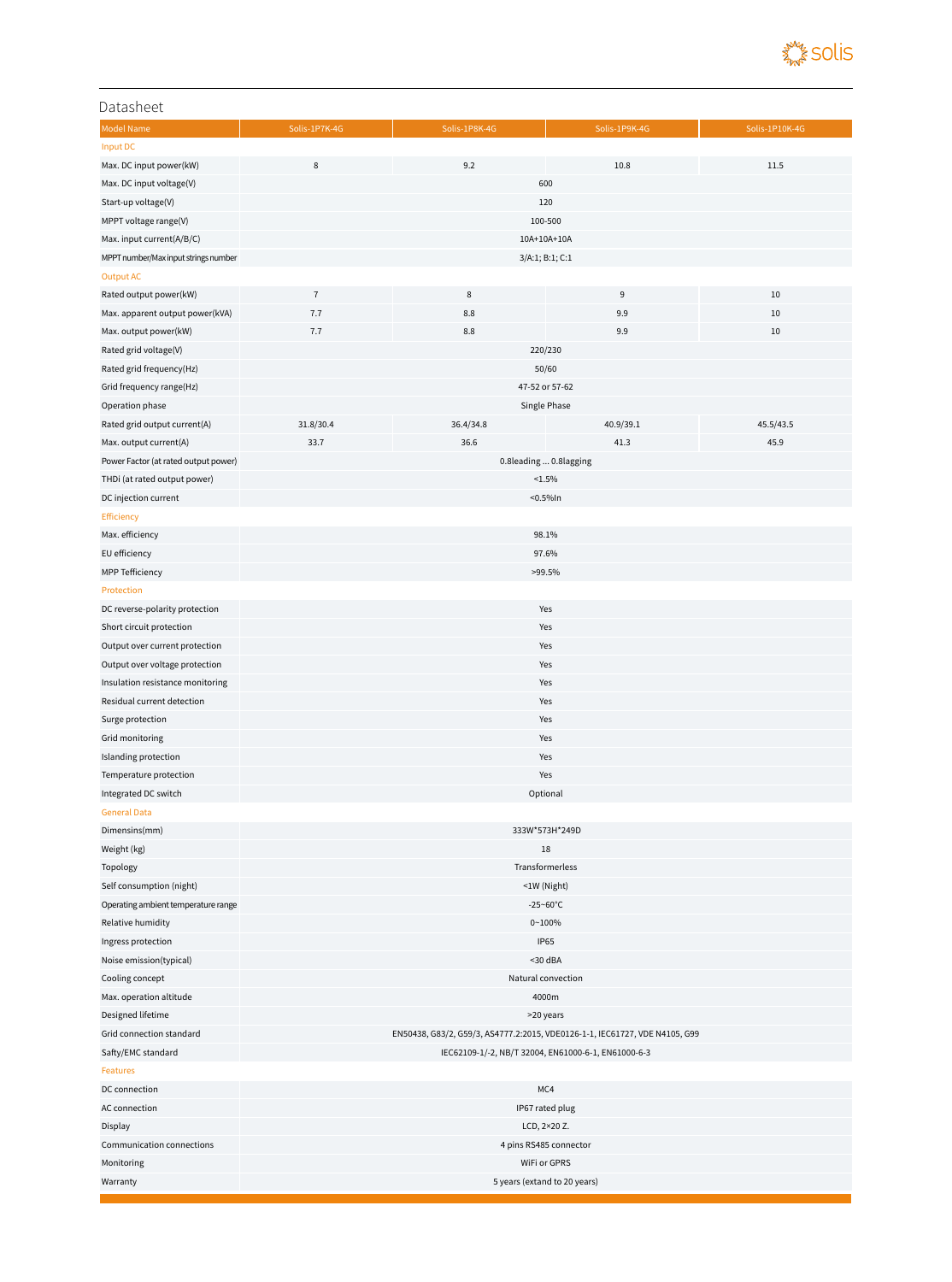# Datasheet

| Model Name | Solis-1P7K-4G | Solis-1P8K-4G | Solis-1P9K-4G | Solis-1P10K-4G |
|---|---|---|---|---|
| **Input DC** | | | | |
| Max. DC input power(kW) | 8 | 9.2 | 10.8 | 11.5 |
| Max. DC input voltage(V) | 600 | | | |
| Start-up voltage(V) | 120 | | | |
| MPPT voltage range(V) | 100-500 | | | |
| Max. input current(A/B/C) | 10A+10A+10A | | | |
| MPPT number/Max input strings number | 3/A:1; B:1; C:1 | | | |
| **Output AC** | | | | |
| Rated output power(kW) | 7 | 8 | 9 | 10 |
| Max. apparent output power(kVA) | 7.7 | 8.8 | 9.9 | 10 |
| Max. output power(kW) | 7.7 | 8.8 | 9.9 | 10 |
| Rated grid voltage(V) | 220/230 | | | |
| Rated grid frequency(Hz) | 50/60 | | | |
| Grid frequency range(Hz) | 47-52 or 57-62 | | | |
| Operation phase | Single Phase | | | |
| Rated grid output current(A) | 31.8/30.4 | 36.4/34.8 | 40.9/39.1 | 45.5/43.5 |
| Max. output current(A) | 33.7 | 36.6 | 41.3 | 45.9 |
| Power Factor (at rated output power) | 0.8leading ... 0.8lagging | | | |
| THDi (at rated output power) | <1.5% | | | |
| DC injection current | <0.5%In | | | |
| **Efficiency** | | | | |
| Max. efficiency | 98.1% | | | |
| EU efficiency | 97.6% | | | |
| MPP Tefficiency | >99.5% | | | |
| **Protection** | | | | |
| DC reverse-polarity protection | Yes | | | |
| Short circuit protection | Yes | | | |
| Output over current protection | Yes | | | |
| Output over voltage protection | Yes | | | |
| Insulation resistance monitoring | Yes | | | |
| Residual current detection | Yes | | | |
| Surge protection | Yes | | | |
| Grid monitoring | Yes | | | |
| Islanding protection | Yes | | | |
| Temperature protection | Yes | | | |
| Integrated DC switch | Optional | | | |
| **General Data** | | | | |
| Dimensins(mm) | 333W*573H*249D | | | |
| Weight (kg) | 18 | | | |
| Topology | Transformerless | | | |
| Self consumption (night) | <1W (Night) | | | |
| Operating ambient temperature range | -25~60℃ | | | |
| Relative humidity | 0~100% | | | |
| Ingress protection | IP65 | | | |
| Noise emission(typical) | <30 dBA | | | |
| Cooling concept | Natural convection | | | |
| Max. operation altitude | 4000m | | | |
| Designed lifetime | >20 years | | | |
| Grid connection standard | EN50438, G83/2, G59/3, AS4777.2:2015, VDE0126-1-1, IEC61727, VDE N4105, G99 | | | |
| Safty/EMC standard | IEC62109-1/-2, NB/T 32004, EN61000-6-1, EN61000-6-3 | | | |
| **Features** | | | | |
| DC connection | MC4 | | | |
| AC connection | IP67 rated plug | | | |
| Display | LCD, 2×20 Z. | | | |
| Communication connections | 4 pins RS485 connector | | | |
| Monitoring | WiFi or GPRS | | | |
| Warranty | 5 years (extand to 20 years) | | | |